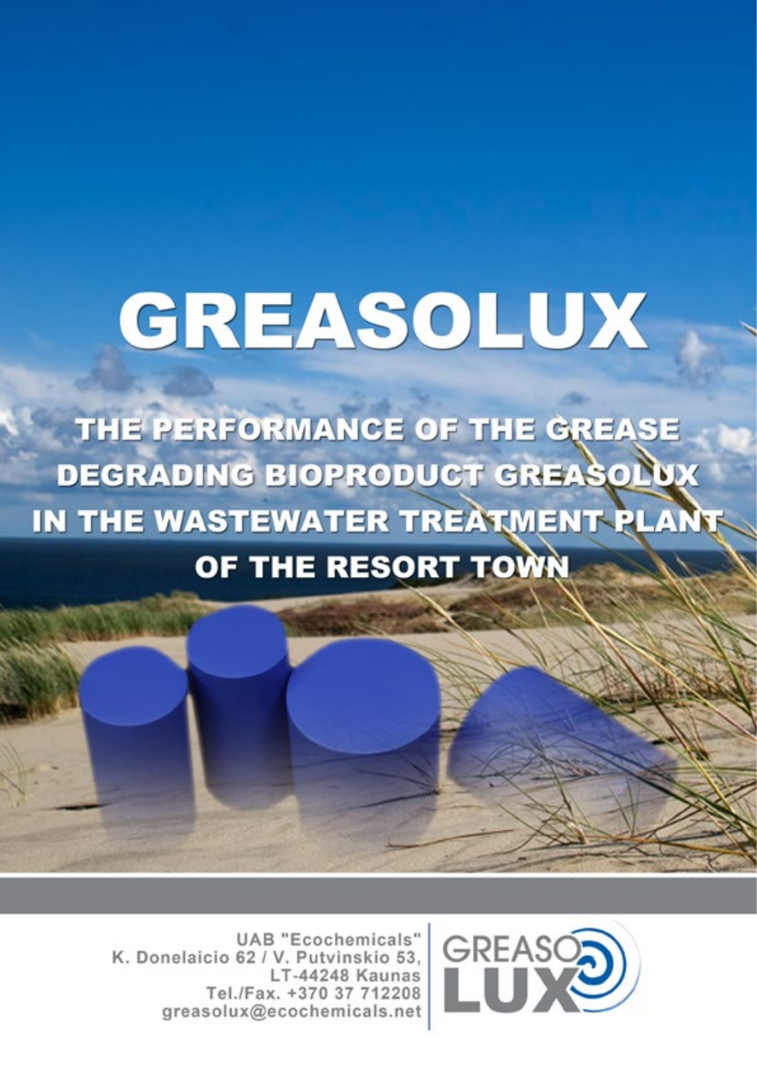# GREASOLUX

## THE PERFORMANCE OF THE GREASE DEGRADING BIOPRODUCT GREASOLUX IN THE WASTEWATER TREATMENT PLANT OF THE RESORT TOWN

UAB "Ecochemicals"
K. Donelaicio 62 / V. Putvinskio 53,
LT-44248 Kaunas
Tel./Fax. +370 37 712208
greasolux@ecochemicals.net

GREASO LUX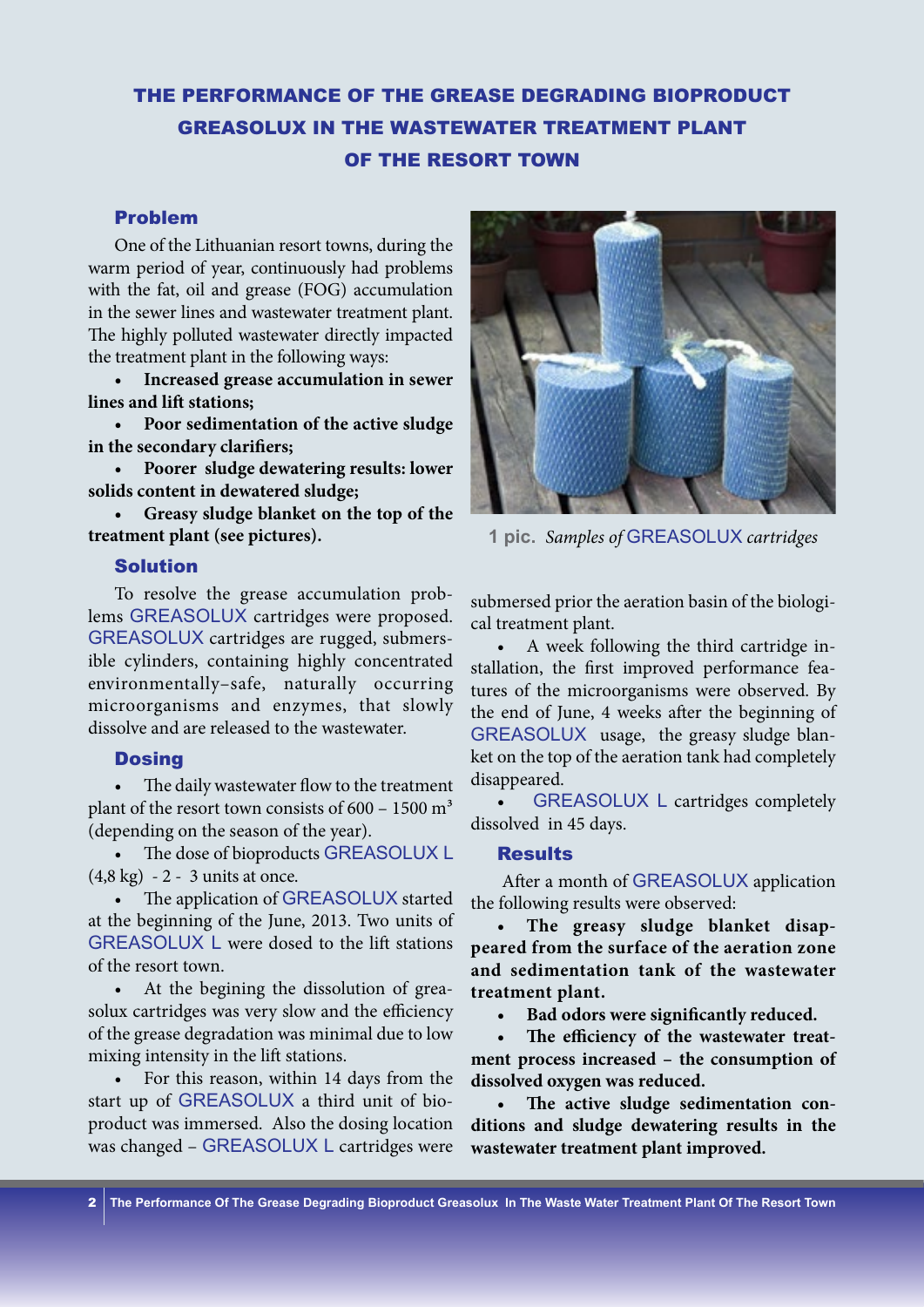# THE PERFORMANCE OF THE GREASE DEGRADING BIOPRODUCT GREASOLUX IN THE WASTEWATER TREATMENT PLANT OF THE RESORT TOWN

## Problem

One of the Lithuanian resort towns, during the warm period of year, continuously had problems with the fat, oil and grease (FOG) accumulation in the sewer lines and wastewater treatment plant. The highly polluted wastewater directly impacted the treatment plant in the following ways:

- **Increased grease accumulation in sewer lines and lift stations;**
- **Poor sedimentation of the active sludge in the secondary clarifiers;**
- **Poorer sludge dewatering results: lower solids content in dewatered sludge;**
- **Greasy sludge blanket on the top of the treatment plant (see pictures).**

## Solution

To resolve the grease accumulation problems GREASOLUX cartridges were proposed. GREASOLUX cartridges are rugged, submersible cylinders, containing highly concentrated environmentally–safe, naturally occurring microorganisms and enzymes, that slowly dissolve and are released to the wastewater.

## Dosing

- The daily wastewater flow to the treatment plant of the resort town consists of 600 – 1500 m³ (depending on the season of the year).
- The dose of bioproducts GREASOLUX L (4,8 kg) - 2 - 3 units at once.
- The application of GREASOLUX started at the beginning of the June, 2013. Two units of GREASOLUX L were dosed to the lift stations of the resort town.
- At the begining the dissolution of greasolux cartridges was very slow and the efficiency of the grease degradation was minimal due to low mixing intensity in the lift stations.
- For this reason, within 14 days from the start up of GREASOLUX a third unit of bioproduct was immersed. Also the dosing location was changed – GREASOLUX L cartridges were submersed prior the aeration basin of the biological treatment plant.

**1 pic.** *Samples of* GREASOLUX *cartridges*

- A week following the third cartridge installation, the first improved performance features of the microorganisms were observed. By the end of June, 4 weeks after the beginning of GREASOLUX usage, the greasy sludge blanket on the top of the aeration tank had completely disappeared.
- GREASOLUX L cartridges completely dissolved in 45 days.

## Results

After a month of GREASOLUX application the following results were observed:

- **The greasy sludge blanket disappeared from the surface of the aeration zone and sedimentation tank of the wastewater treatment plant.**
- **Bad odors were significantly reduced.**
- **The efficiency of the wastewater treatment process increased – the consumption of dissolved oxygen was reduced.**
- **The active sludge sedimentation conditions and sludge dewatering results in the wastewater treatment plant improved.**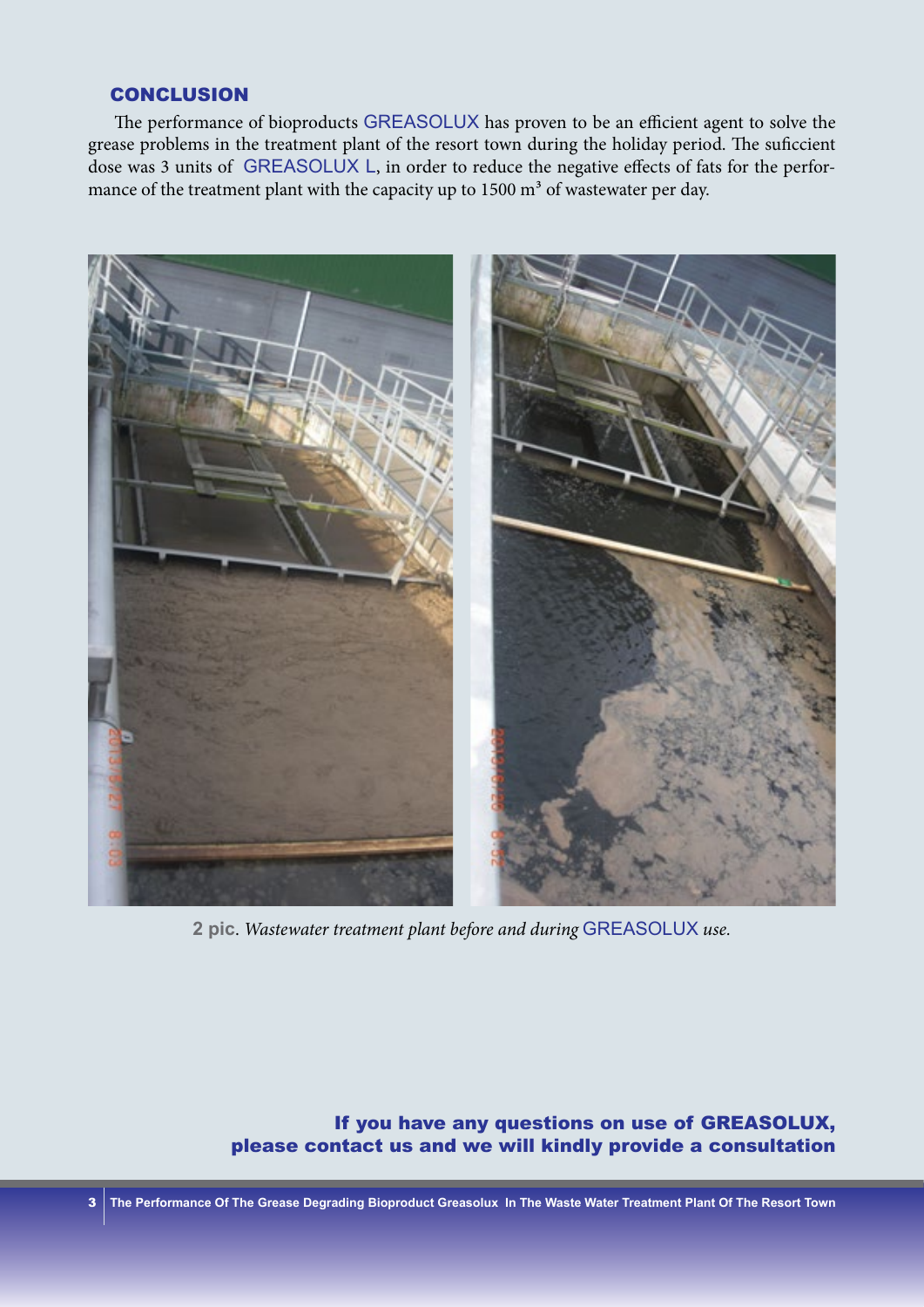## CONCLUSION

The performance of bioproducts GREASOLUX has proven to be an efficient agent to solve the grease problems in the treatment plant of the resort town during the holiday period. The suficcient dose was 3 units of GREASOLUX L, in order to reduce the negative effects of fats for the performance of the treatment plant with the capacity up to 1500 $m^3$ of wastewater per day.

**2 pic**. *Wastewater treatment plant before and during* GREASOLUX *use.*

**If you have any questions on use of GREASOLUX, please contact us and we will kindly provide a consultation**